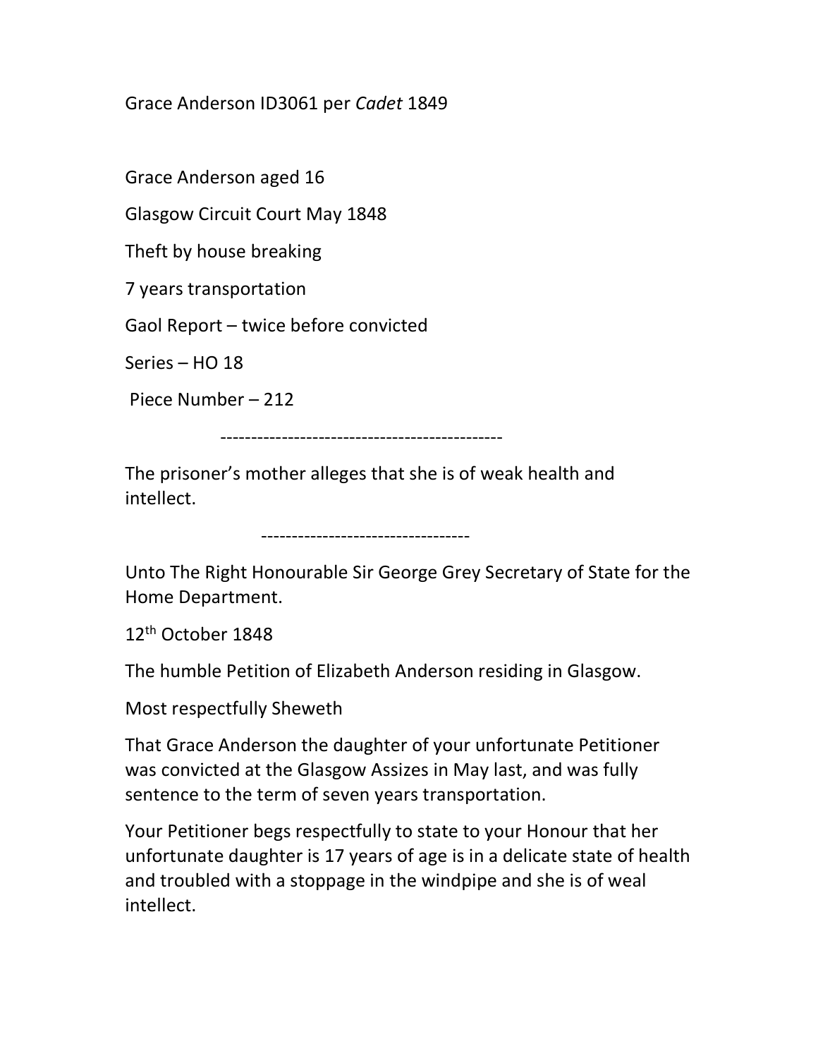Grace Anderson ID3061 per *Cadet* 1849

Grace Anderson aged 16

Glasgow Circuit Court May 1848

Theft by house breaking

7 years transportation

Gaol Report – twice before convicted

Series – HO 18

Piece Number – 212

---

The prisoner's mother alleges that she is of weak health and intellect.

---

Unto The Right Honourable Sir George Grey Secretary of State for the Home Department.

12th October 1848

The humble Petition of Elizabeth Anderson residing in Glasgow.

Most respectfully Sheweth

That Grace Anderson the daughter of your unfortunate Petitioner was convicted at the Glasgow Assizes in May last, and was fully sentence to the term of seven years transportation.

Your Petitioner begs respectfully to state to your Honour that her unfortunate daughter is 17 years of age is in a delicate state of health and troubled with a stoppage in the windpipe and she is of weal intellect.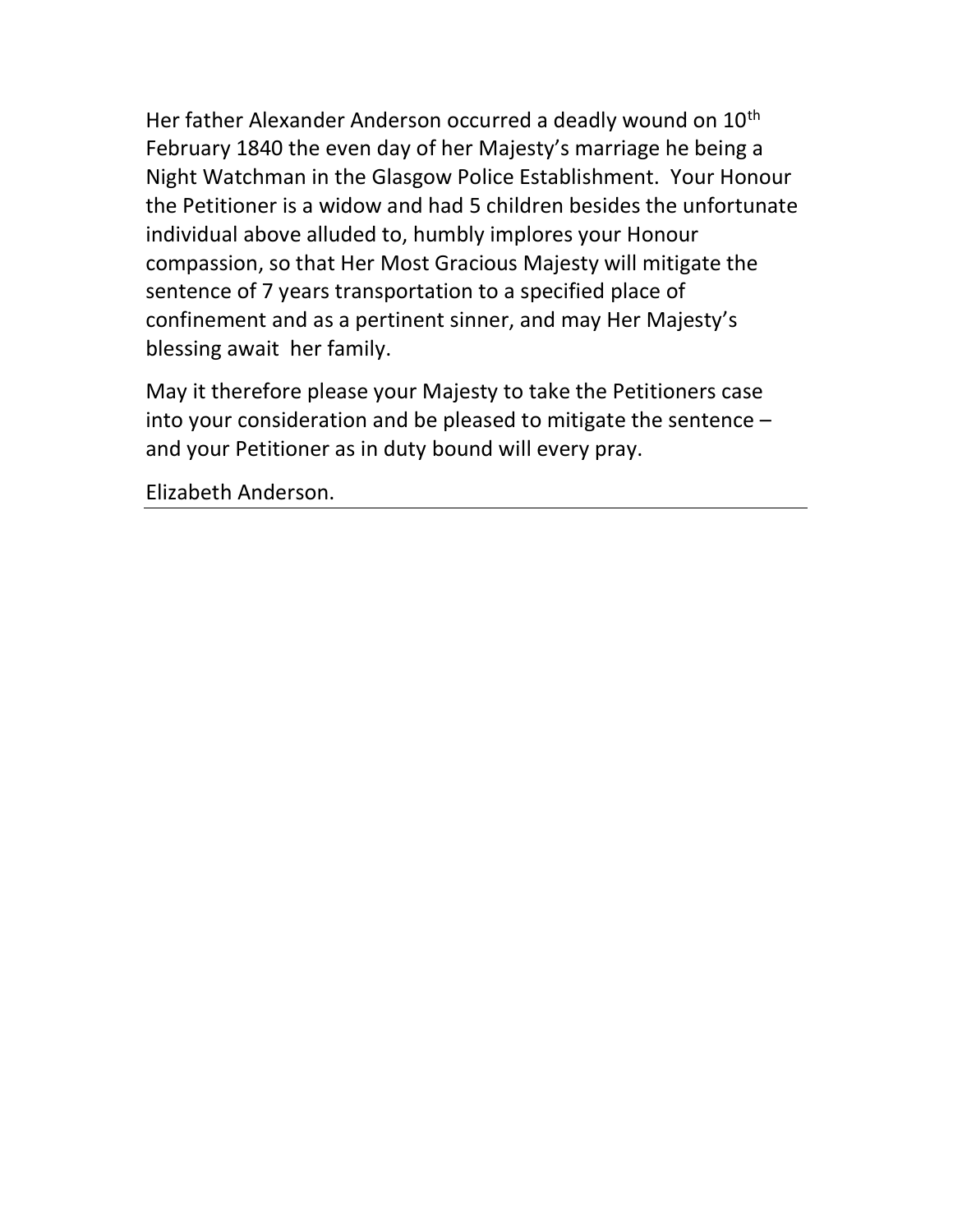Her father Alexander Anderson occurred a deadly wound on 10th February 1840 the even day of her Majesty's marriage he being a Night Watchman in the Glasgow Police Establishment. Your Honour the Petitioner is a widow and had 5 children besides the unfortunate individual above alluded to, humbly implores your Honour compassion, so that Her Most Gracious Majesty will mitigate the sentence of 7 years transportation to a specified place of confinement and as a pertinent sinner, and may Her Majesty's blessing await her family.

May it therefore please your Majesty to take the Petitioners case into your consideration and be pleased to mitigate the sentence – and your Petitioner as in duty bound will every pray.

Elizabeth Anderson.

---